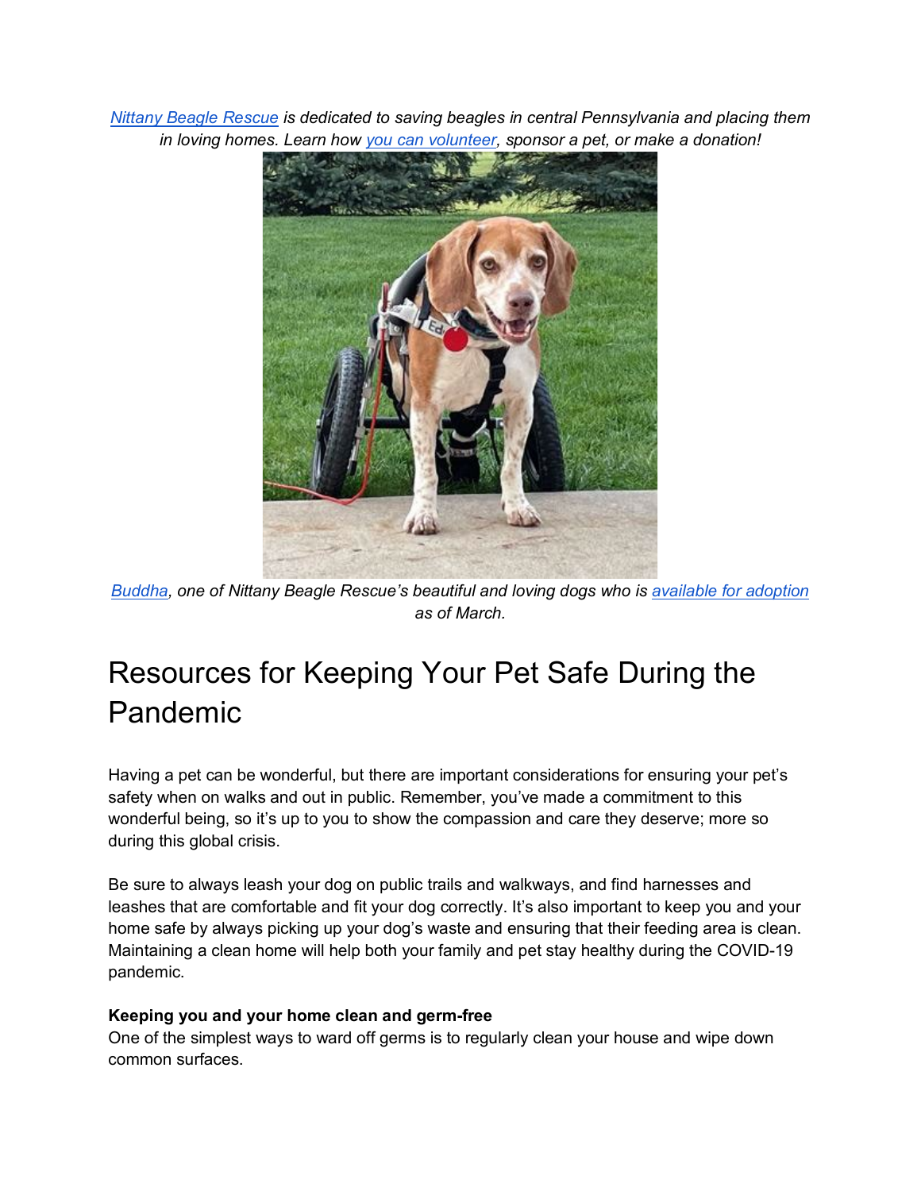*[Nittany Beagle Rescue](#) is dedicated to saving beagles in central Pennsylvania and placing them in loving homes. Learn how [you can volunteer](#), sponsor a pet, or make a donation!*

*[Buddha](#), one of Nittany Beagle Rescue's beautiful and loving dogs who is [available for adoption](#) as of March.*

# Resources for Keeping Your Pet Safe During the Pandemic

Having a pet can be wonderful, but there are important considerations for ensuring your pet's safety when on walks and out in public. Remember, you've made a commitment to this wonderful being, so it's up to you to show the compassion and care they deserve; more so during this global crisis.

Be sure to always leash your dog on public trails and walkways, and find harnesses and leashes that are comfortable and fit your dog correctly. It's also important to keep you and your home safe by always picking up your dog's waste and ensuring that their feeding area is clean. Maintaining a clean home will help both your family and pet stay healthy during the COVID-19 pandemic.

**Keeping you and your home clean and germ-free**

One of the simplest ways to ward off germs is to regularly clean your house and wipe down common surfaces.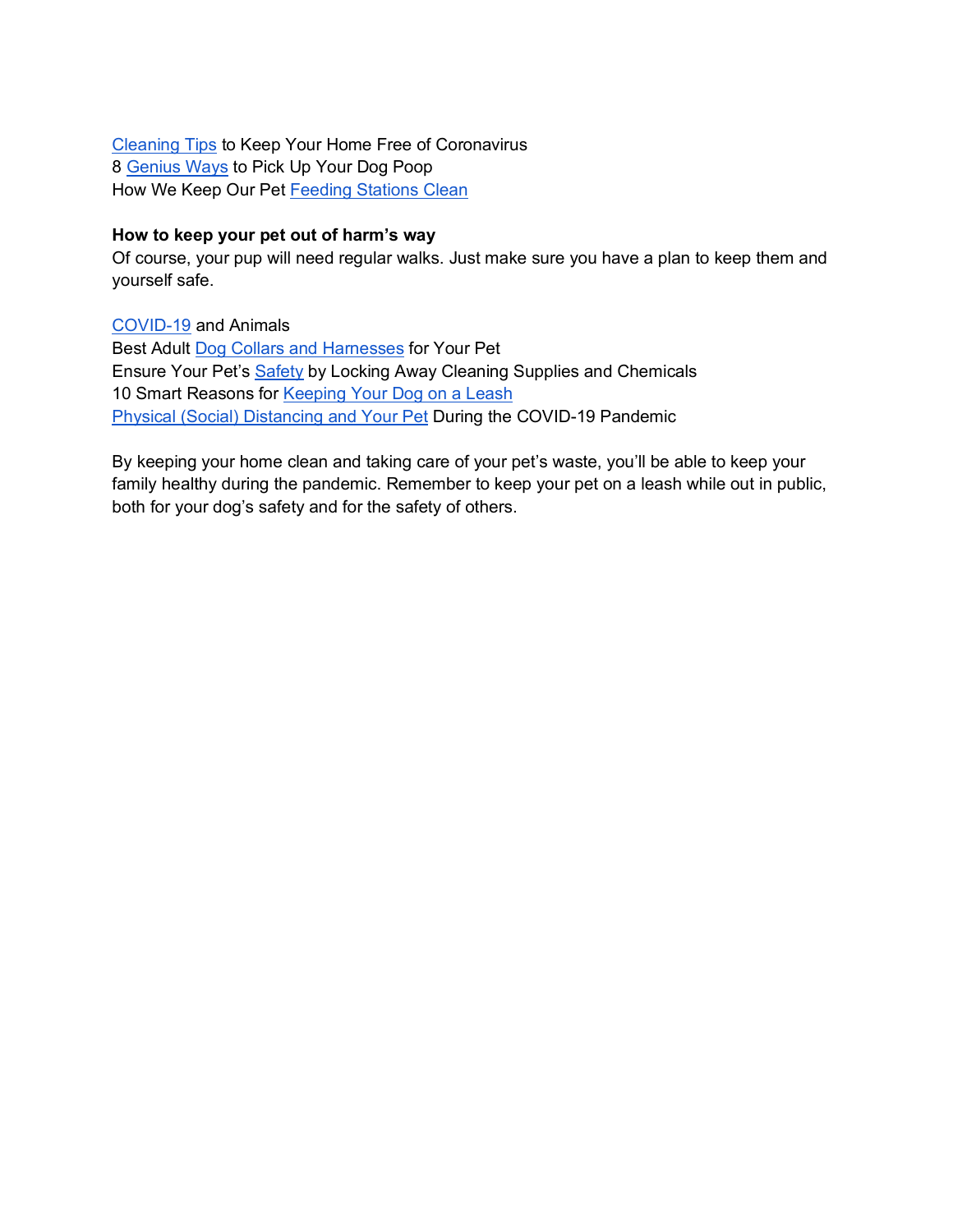Cleaning Tips to Keep Your Home Free of Coronavirus
8 Genius Ways to Pick Up Your Dog Poop
How We Keep Our Pet Feeding Stations Clean

**How to keep your pet out of harm's way**
Of course, your pup will need regular walks. Just make sure you have a plan to keep them and yourself safe.

COVID-19 and Animals
Best Adult Dog Collars and Harnesses for Your Pet
Ensure Your Pet's Safety by Locking Away Cleaning Supplies and Chemicals
10 Smart Reasons for Keeping Your Dog on a Leash
Physical (Social) Distancing and Your Pet During the COVID-19 Pandemic

By keeping your home clean and taking care of your pet's waste, you'll be able to keep your family healthy during the pandemic. Remember to keep your pet on a leash while out in public, both for your dog's safety and for the safety of others.